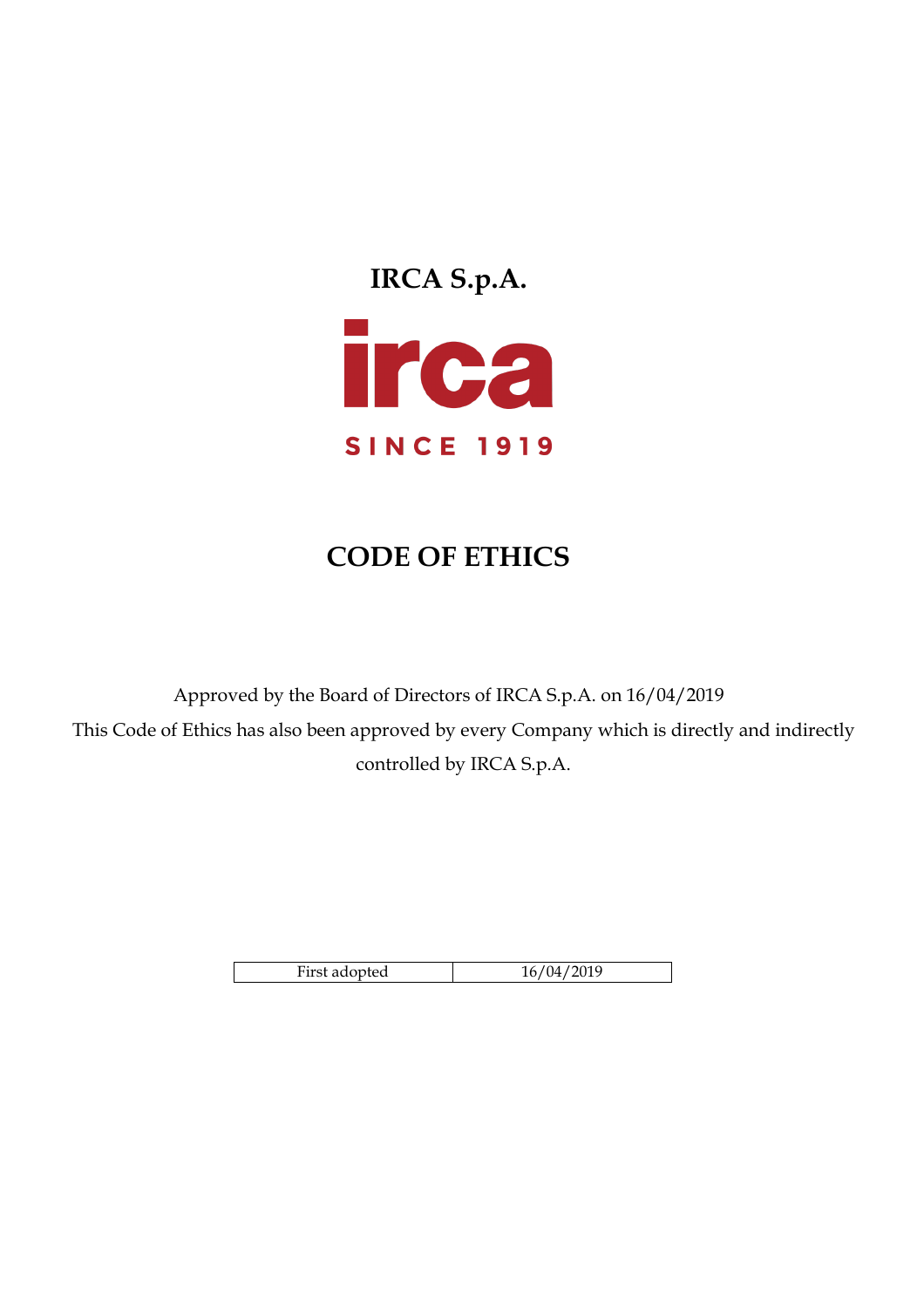# IRCA S.p.A.

irca

SINCE 1919

# CODE OF ETHICS

Approved by the Board of Directors of IRCA S.p.A. on 16/04/2019

This Code of Ethics has also been approved by every Company which is directly and indirectly controlled by IRCA S.p.A.

| First adopted | 16/04/2019 |
|---|---|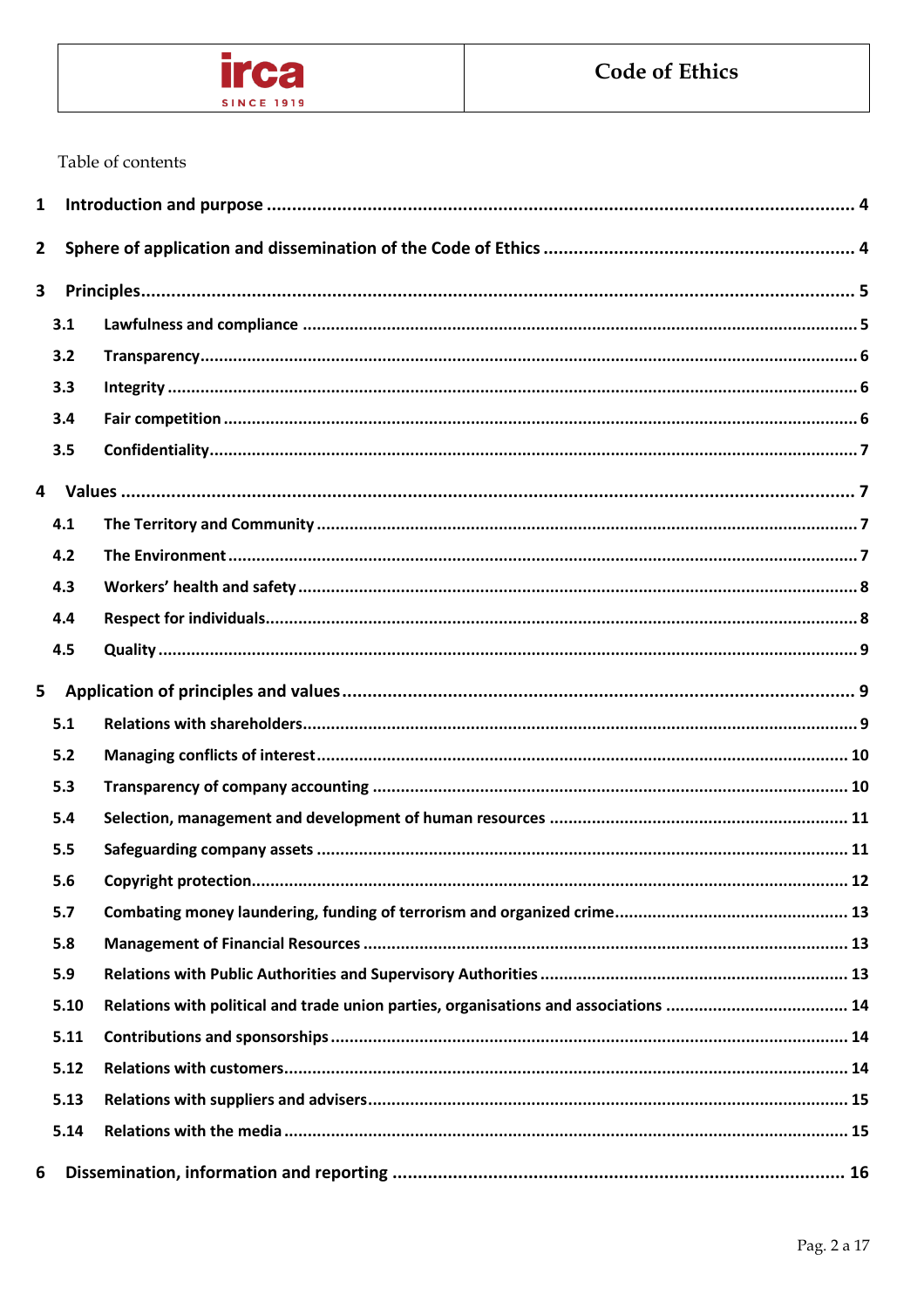Table of contents

1 Introduction and purpose ..... 4

2 Sphere of application and dissemination of the Code of Ethics ..... 4

3 Principles ..... 5

- 3.1 Lawfulness and compliance ..... 5
- 3.2 Transparency ..... 6
- 3.3 Integrity ..... 6
- 3.4 Fair competition ..... 6
- 3.5 Confidentiality ..... 7

4 Values ..... 7

- 4.1 The Territory and Community ..... 7
- 4.2 The Environment ..... 7
- 4.3 Workers' health and safety ..... 8
- 4.4 Respect for individuals ..... 8
- 4.5 Quality ..... 9

5 Application of principles and values ..... 9

- 5.1 Relations with shareholders ..... 9
- 5.2 Managing conflicts of interest ..... 10
- 5.3 Transparency of company accounting ..... 10
- 5.4 Selection, management and development of human resources ..... 11
- 5.5 Safeguarding company assets ..... 11
- 5.6 Copyright protection ..... 12
- 5.7 Combating money laundering, funding of terrorism and organized crime ..... 13
- 5.8 Management of Financial Resources ..... 13
- 5.9 Relations with Public Authorities and Supervisory Authorities ..... 13
- 5.10 Relations with political and trade union parties, organisations and associations ..... 14
- 5.11 Contributions and sponsorships ..... 14
- 5.12 Relations with customers ..... 14
- 5.13 Relations with suppliers and advisers ..... 15
- 5.14 Relations with the media ..... 15

6 Dissemination, information and reporting ..... 16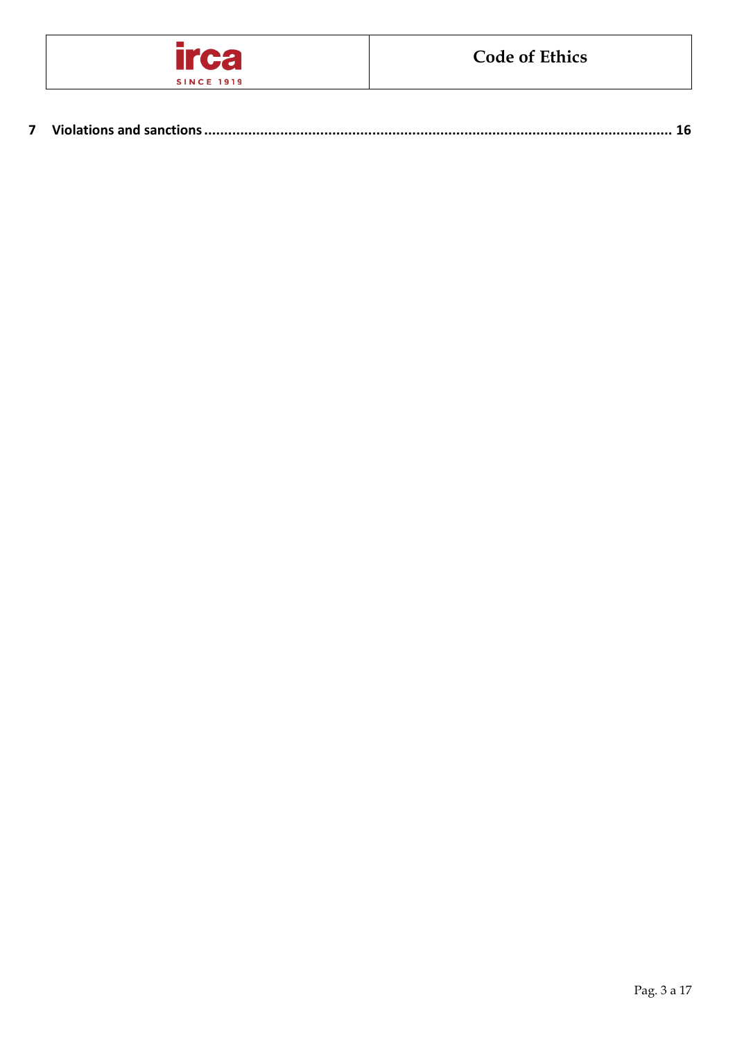**7 Violations and sanctions ................................................................................................................. 16**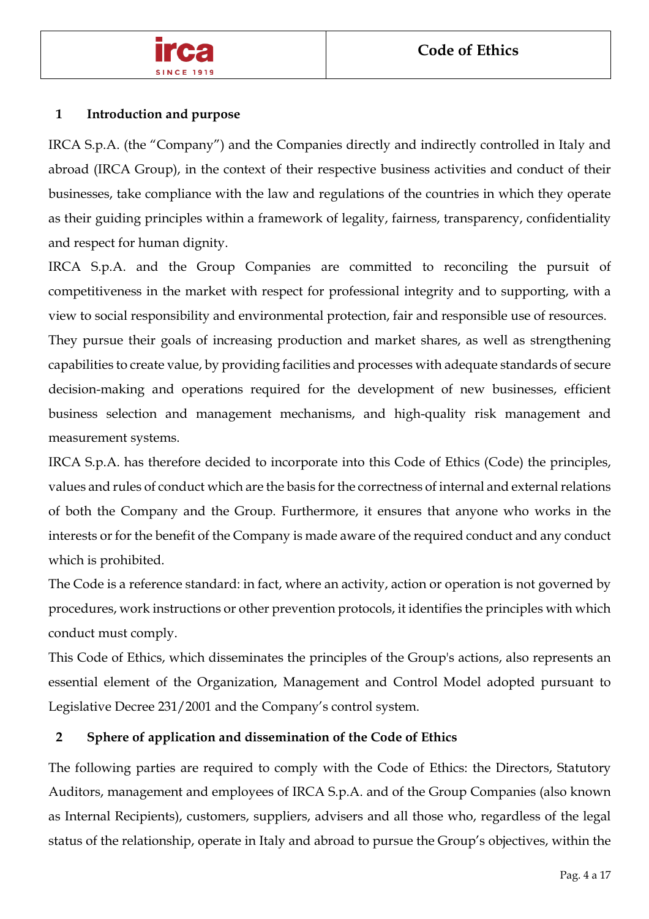## 1 Introduction and purpose

IRCA S.p.A. (the "Company") and the Companies directly and indirectly controlled in Italy and abroad (IRCA Group), in the context of their respective business activities and conduct of their businesses, take compliance with the law and regulations of the countries in which they operate as their guiding principles within a framework of legality, fairness, transparency, confidentiality and respect for human dignity.

IRCA S.p.A. and the Group Companies are committed to reconciling the pursuit of competitiveness in the market with respect for professional integrity and to supporting, with a view to social responsibility and environmental protection, fair and responsible use of resources.

They pursue their goals of increasing production and market shares, as well as strengthening capabilities to create value, by providing facilities and processes with adequate standards of secure decision-making and operations required for the development of new businesses, efficient business selection and management mechanisms, and high-quality risk management and measurement systems.

IRCA S.p.A. has therefore decided to incorporate into this Code of Ethics (Code) the principles, values and rules of conduct which are the basis for the correctness of internal and external relations of both the Company and the Group. Furthermore, it ensures that anyone who works in the interests or for the benefit of the Company is made aware of the required conduct and any conduct which is prohibited.

The Code is a reference standard: in fact, where an activity, action or operation is not governed by procedures, work instructions or other prevention protocols, it identifies the principles with which conduct must comply.

This Code of Ethics, which disseminates the principles of the Group's actions, also represents an essential element of the Organization, Management and Control Model adopted pursuant to Legislative Decree 231/2001 and the Company's control system.

## 2 Sphere of application and dissemination of the Code of Ethics

The following parties are required to comply with the Code of Ethics: the Directors, Statutory Auditors, management and employees of IRCA S.p.A. and of the Group Companies (also known as Internal Recipients), customers, suppliers, advisers and all those who, regardless of the legal status of the relationship, operate in Italy and abroad to pursue the Group's objectives, within the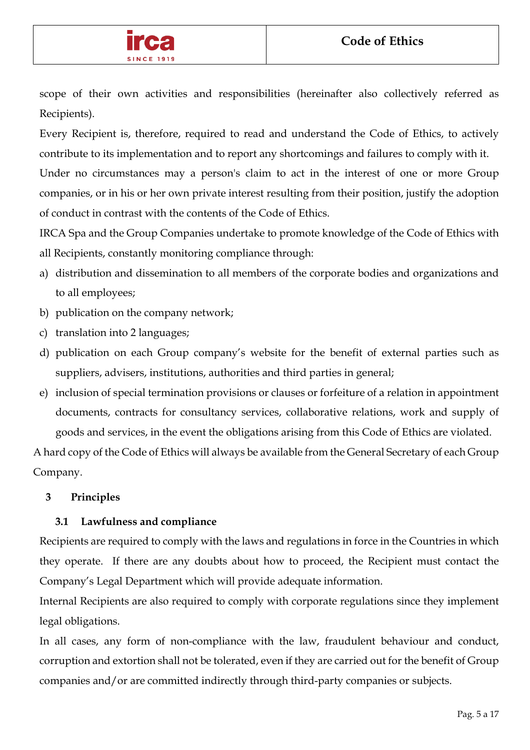scope of their own activities and responsibilities (hereinafter also collectively referred as Recipients).

Every Recipient is, therefore, required to read and understand the Code of Ethics, to actively contribute to its implementation and to report any shortcomings and failures to comply with it.

Under no circumstances may a person's claim to act in the interest of one or more Group companies, or in his or her own private interest resulting from their position, justify the adoption of conduct in contrast with the contents of the Code of Ethics.

IRCA Spa and the Group Companies undertake to promote knowledge of the Code of Ethics with all Recipients, constantly monitoring compliance through:

a) distribution and dissemination to all members of the corporate bodies and organizations and to all employees;
b) publication on the company network;
c) translation into 2 languages;
d) publication on each Group company's website for the benefit of external parties such as suppliers, advisers, institutions, authorities and third parties in general;
e) inclusion of special termination provisions or clauses or forfeiture of a relation in appointment documents, contracts for consultancy services, collaborative relations, work and supply of goods and services, in the event the obligations arising from this Code of Ethics are violated.

A hard copy of the Code of Ethics will always be available from the General Secretary of each Group Company.

## 3 Principles

### 3.1 Lawfulness and compliance

Recipients are required to comply with the laws and regulations in force in the Countries in which they operate. If there are any doubts about how to proceed, the Recipient must contact the Company's Legal Department which will provide adequate information.

Internal Recipients are also required to comply with corporate regulations since they implement legal obligations.

In all cases, any form of non-compliance with the law, fraudulent behaviour and conduct, corruption and extortion shall not be tolerated, even if they are carried out for the benefit of Group companies and/or are committed indirectly through third-party companies or subjects.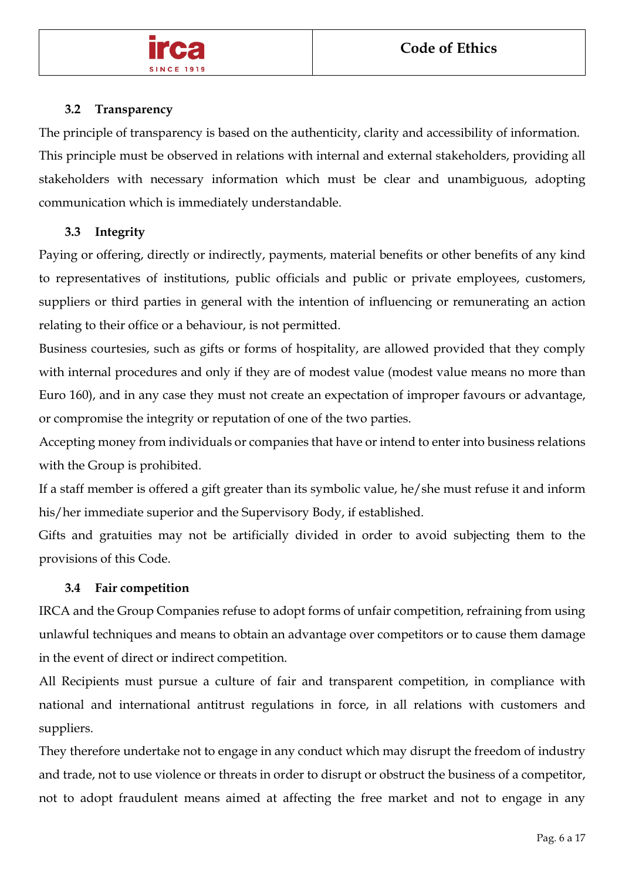### 3.2 Transparency

The principle of transparency is based on the authenticity, clarity and accessibility of information. This principle must be observed in relations with internal and external stakeholders, providing all stakeholders with necessary information which must be clear and unambiguous, adopting communication which is immediately understandable.

### 3.3 Integrity

Paying or offering, directly or indirectly, payments, material benefits or other benefits of any kind to representatives of institutions, public officials and public or private employees, customers, suppliers or third parties in general with the intention of influencing or remunerating an action relating to their office or a behaviour, is not permitted.

Business courtesies, such as gifts or forms of hospitality, are allowed provided that they comply with internal procedures and only if they are of modest value (modest value means no more than Euro 160), and in any case they must not create an expectation of improper favours or advantage, or compromise the integrity or reputation of one of the two parties.

Accepting money from individuals or companies that have or intend to enter into business relations with the Group is prohibited.

If a staff member is offered a gift greater than its symbolic value, he/she must refuse it and inform his/her immediate superior and the Supervisory Body, if established.

Gifts and gratuities may not be artificially divided in order to avoid subjecting them to the provisions of this Code.

### 3.4 Fair competition

IRCA and the Group Companies refuse to adopt forms of unfair competition, refraining from using unlawful techniques and means to obtain an advantage over competitors or to cause them damage in the event of direct or indirect competition.

All Recipients must pursue a culture of fair and transparent competition, in compliance with national and international antitrust regulations in force, in all relations with customers and suppliers.

They therefore undertake not to engage in any conduct which may disrupt the freedom of industry and trade, not to use violence or threats in order to disrupt or obstruct the business of a competitor, not to adopt fraudulent means aimed at affecting the free market and not to engage in any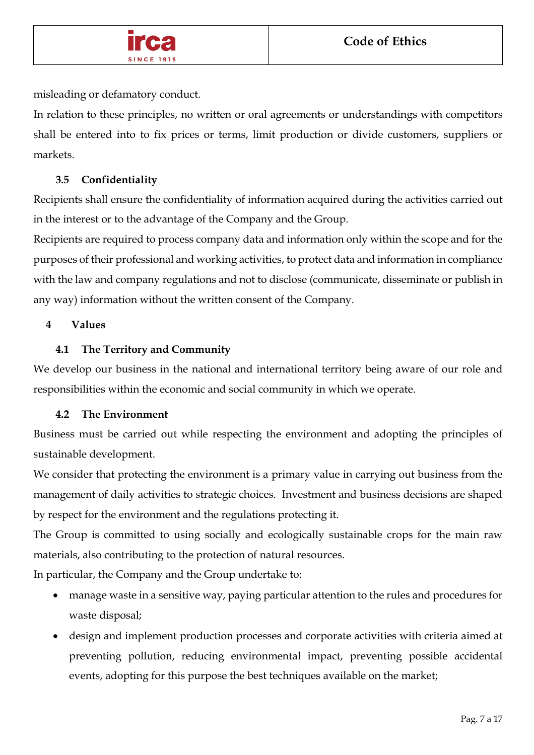misleading or defamatory conduct.

In relation to these principles, no written or oral agreements or understandings with competitors shall be entered into to fix prices or terms, limit production or divide customers, suppliers or markets.

### 3.5 Confidentiality

Recipients shall ensure the confidentiality of information acquired during the activities carried out in the interest or to the advantage of the Company and the Group.

Recipients are required to process company data and information only within the scope and for the purposes of their professional and working activities, to protect data and information in compliance with the law and company regulations and not to disclose (communicate, disseminate or publish in any way) information without the written consent of the Company.

## 4 Values

### 4.1 The Territory and Community

We develop our business in the national and international territory being aware of our role and responsibilities within the economic and social community in which we operate.

### 4.2 The Environment

Business must be carried out while respecting the environment and adopting the principles of sustainable development.

We consider that protecting the environment is a primary value in carrying out business from the management of daily activities to strategic choices. Investment and business decisions are shaped by respect for the environment and the regulations protecting it.

The Group is committed to using socially and ecologically sustainable crops for the main raw materials, also contributing to the protection of natural resources.

In particular, the Company and the Group undertake to:

- manage waste in a sensitive way, paying particular attention to the rules and procedures for waste disposal;
- design and implement production processes and corporate activities with criteria aimed at preventing pollution, reducing environmental impact, preventing possible accidental events, adopting for this purpose the best techniques available on the market;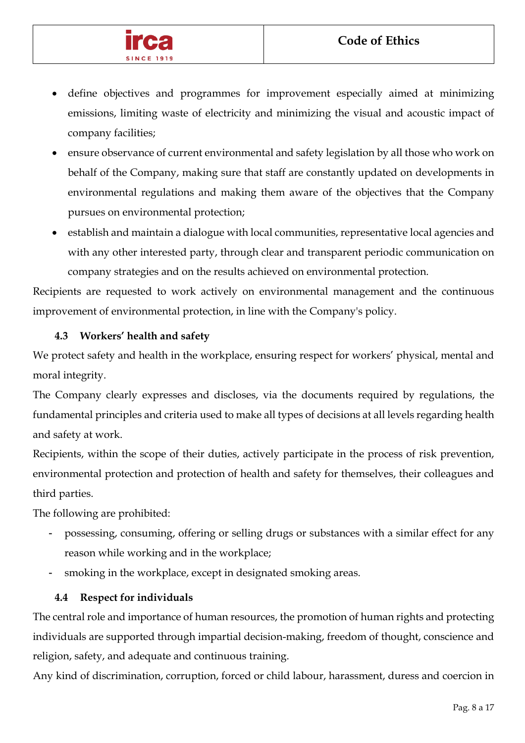- define objectives and programmes for improvement especially aimed at minimizing emissions, limiting waste of electricity and minimizing the visual and acoustic impact of company facilities;
- ensure observance of current environmental and safety legislation by all those who work on behalf of the Company, making sure that staff are constantly updated on developments in environmental regulations and making them aware of the objectives that the Company pursues on environmental protection;
- establish and maintain a dialogue with local communities, representative local agencies and with any other interested party, through clear and transparent periodic communication on company strategies and on the results achieved on environmental protection.

Recipients are requested to work actively on environmental management and the continuous improvement of environmental protection, in line with the Company's policy.

### 4.3 Workers' health and safety

We protect safety and health in the workplace, ensuring respect for workers' physical, mental and moral integrity.

The Company clearly expresses and discloses, via the documents required by regulations, the fundamental principles and criteria used to make all types of decisions at all levels regarding health and safety at work.

Recipients, within the scope of their duties, actively participate in the process of risk prevention, environmental protection and protection of health and safety for themselves, their colleagues and third parties.

The following are prohibited:

- possessing, consuming, offering or selling drugs or substances with a similar effect for any reason while working and in the workplace;
- smoking in the workplace, except in designated smoking areas.

### 4.4 Respect for individuals

The central role and importance of human resources, the promotion of human rights and protecting individuals are supported through impartial decision-making, freedom of thought, conscience and religion, safety, and adequate and continuous training.

Any kind of discrimination, corruption, forced or child labour, harassment, duress and coercion in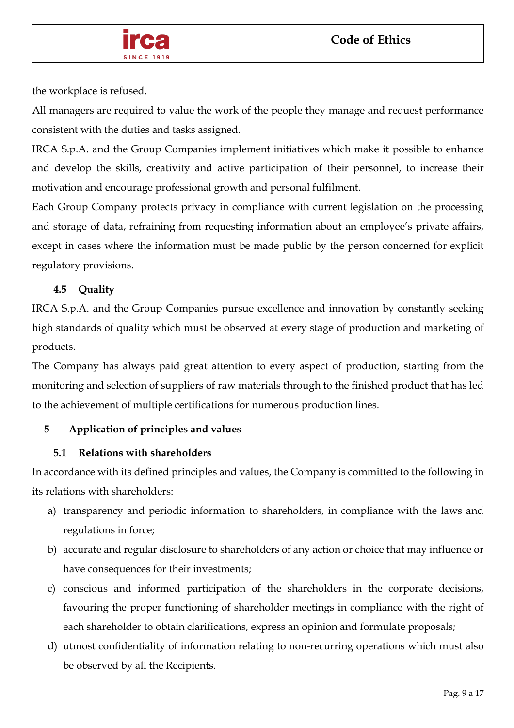the workplace is refused.

All managers are required to value the work of the people they manage and request performance consistent with the duties and tasks assigned.

IRCA S.p.A. and the Group Companies implement initiatives which make it possible to enhance and develop the skills, creativity and active participation of their personnel, to increase their motivation and encourage professional growth and personal fulfilment.

Each Group Company protects privacy in compliance with current legislation on the processing and storage of data, refraining from requesting information about an employee's private affairs, except in cases where the information must be made public by the person concerned for explicit regulatory provisions.

### 4.5 Quality

IRCA S.p.A. and the Group Companies pursue excellence and innovation by constantly seeking high standards of quality which must be observed at every stage of production and marketing of products.

The Company has always paid great attention to every aspect of production, starting from the monitoring and selection of suppliers of raw materials through to the finished product that has led to the achievement of multiple certifications for numerous production lines.

## 5 Application of principles and values

### 5.1 Relations with shareholders

In accordance with its defined principles and values, the Company is committed to the following in its relations with shareholders:

a) transparency and periodic information to shareholders, in compliance with the laws and regulations in force;

b) accurate and regular disclosure to shareholders of any action or choice that may influence or have consequences for their investments;

c) conscious and informed participation of the shareholders in the corporate decisions, favouring the proper functioning of shareholder meetings in compliance with the right of each shareholder to obtain clarifications, express an opinion and formulate proposals;

d) utmost confidentiality of information relating to non-recurring operations which must also be observed by all the Recipients.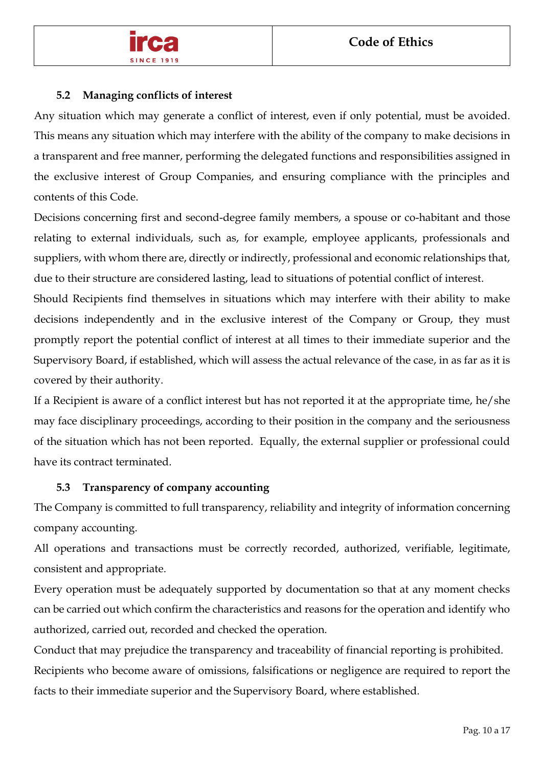### 5.2 Managing conflicts of interest

Any situation which may generate a conflict of interest, even if only potential, must be avoided. This means any situation which may interfere with the ability of the company to make decisions in a transparent and free manner, performing the delegated functions and responsibilities assigned in the exclusive interest of Group Companies, and ensuring compliance with the principles and contents of this Code.

Decisions concerning first and second-degree family members, a spouse or co-habitant and those relating to external individuals, such as, for example, employee applicants, professionals and suppliers, with whom there are, directly or indirectly, professional and economic relationships that, due to their structure are considered lasting, lead to situations of potential conflict of interest.

Should Recipients find themselves in situations which may interfere with their ability to make decisions independently and in the exclusive interest of the Company or Group, they must promptly report the potential conflict of interest at all times to their immediate superior and the Supervisory Board, if established, which will assess the actual relevance of the case, in as far as it is covered by their authority.

If a Recipient is aware of a conflict interest but has not reported it at the appropriate time, he/she may face disciplinary proceedings, according to their position in the company and the seriousness of the situation which has not been reported. Equally, the external supplier or professional could have its contract terminated.

### 5.3 Transparency of company accounting

The Company is committed to full transparency, reliability and integrity of information concerning company accounting.

All operations and transactions must be correctly recorded, authorized, verifiable, legitimate, consistent and appropriate.

Every operation must be adequately supported by documentation so that at any moment checks can be carried out which confirm the characteristics and reasons for the operation and identify who authorized, carried out, recorded and checked the operation.

Conduct that may prejudice the transparency and traceability of financial reporting is prohibited.

Recipients who become aware of omissions, falsifications or negligence are required to report the facts to their immediate superior and the Supervisory Board, where established.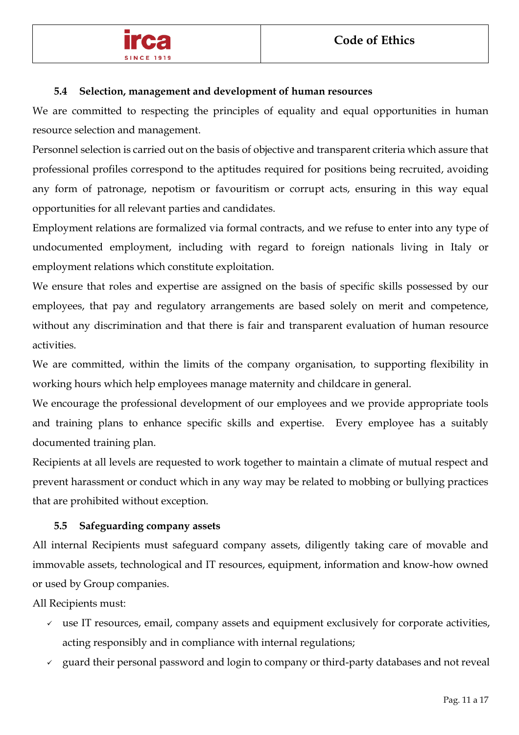### 5.4 Selection, management and development of human resources

We are committed to respecting the principles of equality and equal opportunities in human resource selection and management.

Personnel selection is carried out on the basis of objective and transparent criteria which assure that professional profiles correspond to the aptitudes required for positions being recruited, avoiding any form of patronage, nepotism or favouritism or corrupt acts, ensuring in this way equal opportunities for all relevant parties and candidates.

Employment relations are formalized via formal contracts, and we refuse to enter into any type of undocumented employment, including with regard to foreign nationals living in Italy or employment relations which constitute exploitation.

We ensure that roles and expertise are assigned on the basis of specific skills possessed by our employees, that pay and regulatory arrangements are based solely on merit and competence, without any discrimination and that there is fair and transparent evaluation of human resource activities.

We are committed, within the limits of the company organisation, to supporting flexibility in working hours which help employees manage maternity and childcare in general.

We encourage the professional development of our employees and we provide appropriate tools and training plans to enhance specific skills and expertise. Every employee has a suitably documented training plan.

Recipients at all levels are requested to work together to maintain a climate of mutual respect and prevent harassment or conduct which in any way may be related to mobbing or bullying practices that are prohibited without exception.

### 5.5 Safeguarding company assets

All internal Recipients must safeguard company assets, diligently taking care of movable and immovable assets, technological and IT resources, equipment, information and know-how owned or used by Group companies.

All Recipients must:

- ✓ use IT resources, email, company assets and equipment exclusively for corporate activities, acting responsibly and in compliance with internal regulations;
- ✓ guard their personal password and login to company or third-party databases and not reveal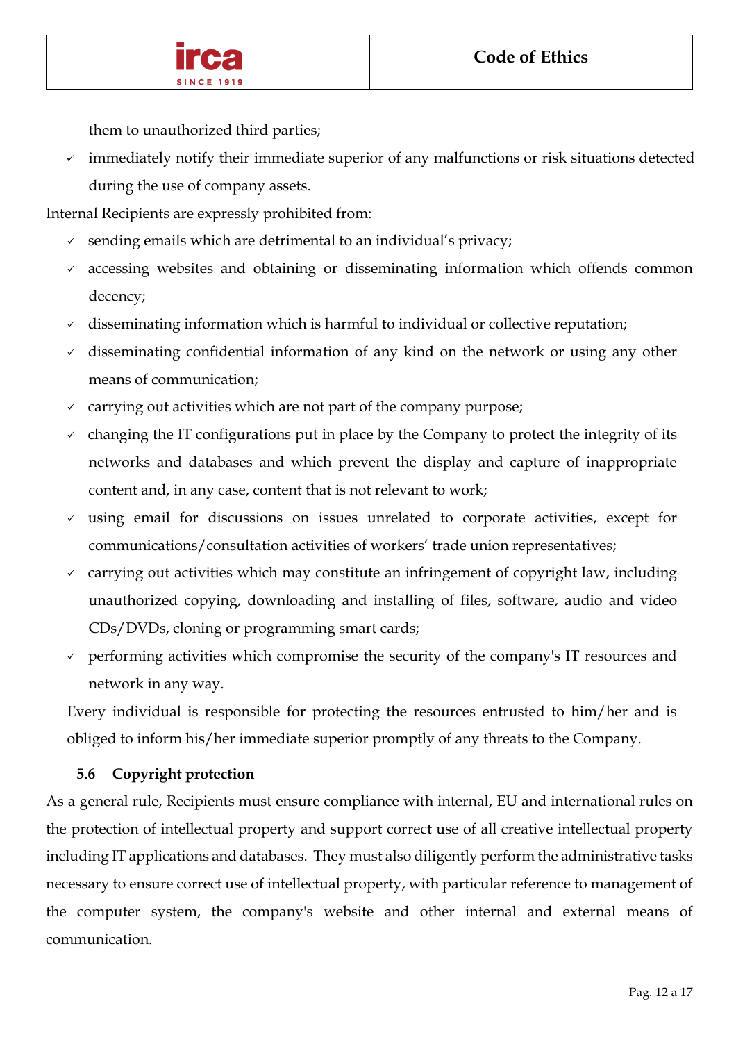them to unauthorized third parties;

- immediately notify their immediate superior of any malfunctions or risk situations detected during the use of company assets.

Internal Recipients are expressly prohibited from:

- sending emails which are detrimental to an individual's privacy;
- accessing websites and obtaining or disseminating information which offends common decency;
- disseminating information which is harmful to individual or collective reputation;
- disseminating confidential information of any kind on the network or using any other means of communication;
- carrying out activities which are not part of the company purpose;
- changing the IT configurations put in place by the Company to protect the integrity of its networks and databases and which prevent the display and capture of inappropriate content and, in any case, content that is not relevant to work;
- using email for discussions on issues unrelated to corporate activities, except for communications/consultation activities of workers' trade union representatives;
- carrying out activities which may constitute an infringement of copyright law, including unauthorized copying, downloading and installing of files, software, audio and video CDs/DVDs, cloning or programming smart cards;
- performing activities which compromise the security of the company's IT resources and network in any way.

Every individual is responsible for protecting the resources entrusted to him/her and is obliged to inform his/her immediate superior promptly of any threats to the Company.

### 5.6 Copyright protection

As a general rule, Recipients must ensure compliance with internal, EU and international rules on the protection of intellectual property and support correct use of all creative intellectual property including IT applications and databases. They must also diligently perform the administrative tasks necessary to ensure correct use of intellectual property, with particular reference to management of the computer system, the company's website and other internal and external means of communication.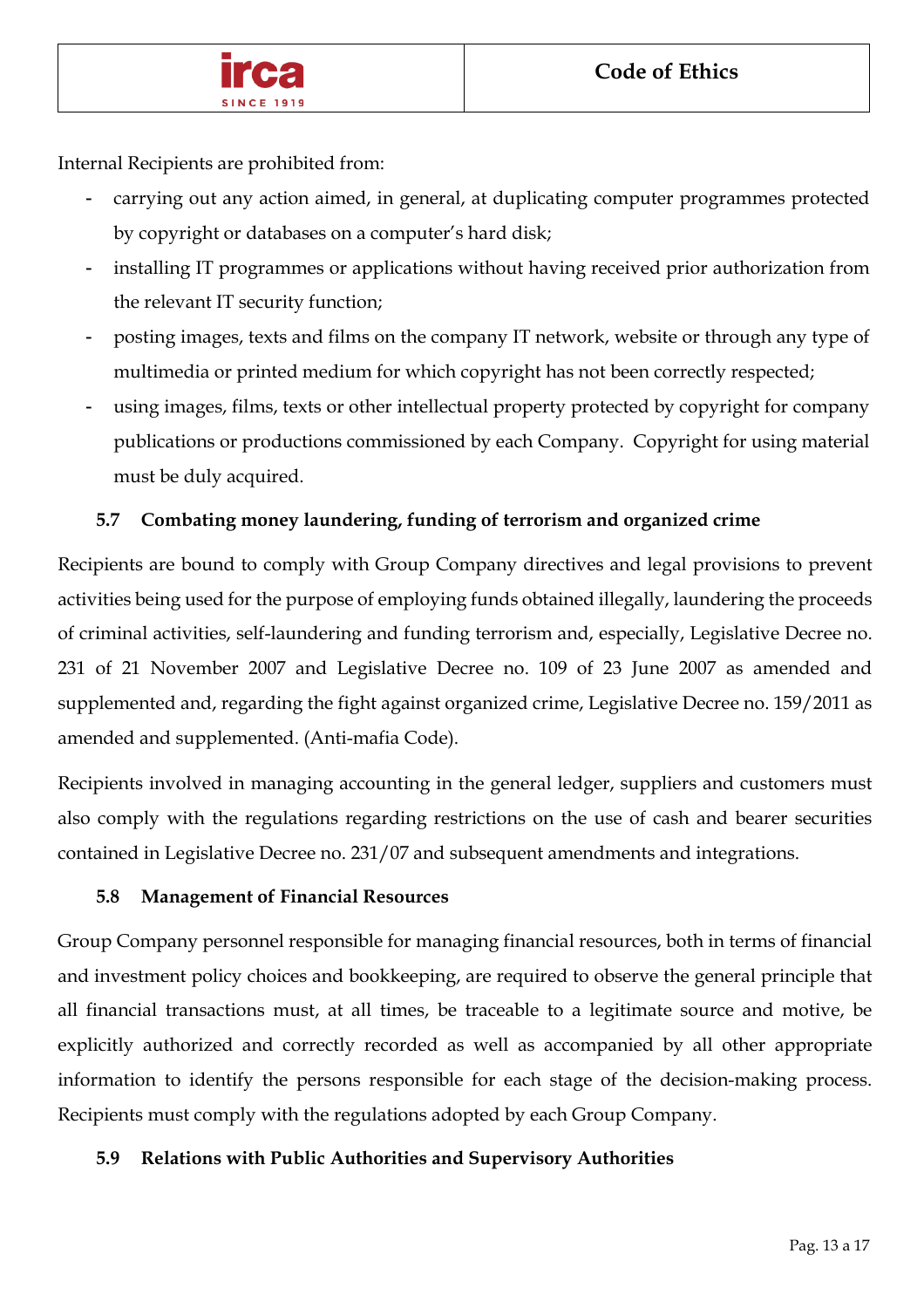Internal Recipients are prohibited from:

- carrying out any action aimed, in general, at duplicating computer programmes protected by copyright or databases on a computer's hard disk;
- installing IT programmes or applications without having received prior authorization from the relevant IT security function;
- posting images, texts and films on the company IT network, website or through any type of multimedia or printed medium for which copyright has not been correctly respected;
- using images, films, texts or other intellectual property protected by copyright for company publications or productions commissioned by each Company. Copyright for using material must be duly acquired.

### 5.7 Combating money laundering, funding of terrorism and organized crime

Recipients are bound to comply with Group Company directives and legal provisions to prevent activities being used for the purpose of employing funds obtained illegally, laundering the proceeds of criminal activities, self-laundering and funding terrorism and, especially, Legislative Decree no. 231 of 21 November 2007 and Legislative Decree no. 109 of 23 June 2007 as amended and supplemented and, regarding the fight against organized crime, Legislative Decree no. 159/2011 as amended and supplemented. (Anti-mafia Code).

Recipients involved in managing accounting in the general ledger, suppliers and customers must also comply with the regulations regarding restrictions on the use of cash and bearer securities contained in Legislative Decree no. 231/07 and subsequent amendments and integrations.

### 5.8 Management of Financial Resources

Group Company personnel responsible for managing financial resources, both in terms of financial and investment policy choices and bookkeeping, are required to observe the general principle that all financial transactions must, at all times, be traceable to a legitimate source and motive, be explicitly authorized and correctly recorded as well as accompanied by all other appropriate information to identify the persons responsible for each stage of the decision-making process. Recipients must comply with the regulations adopted by each Group Company.

### 5.9 Relations with Public Authorities and Supervisory Authorities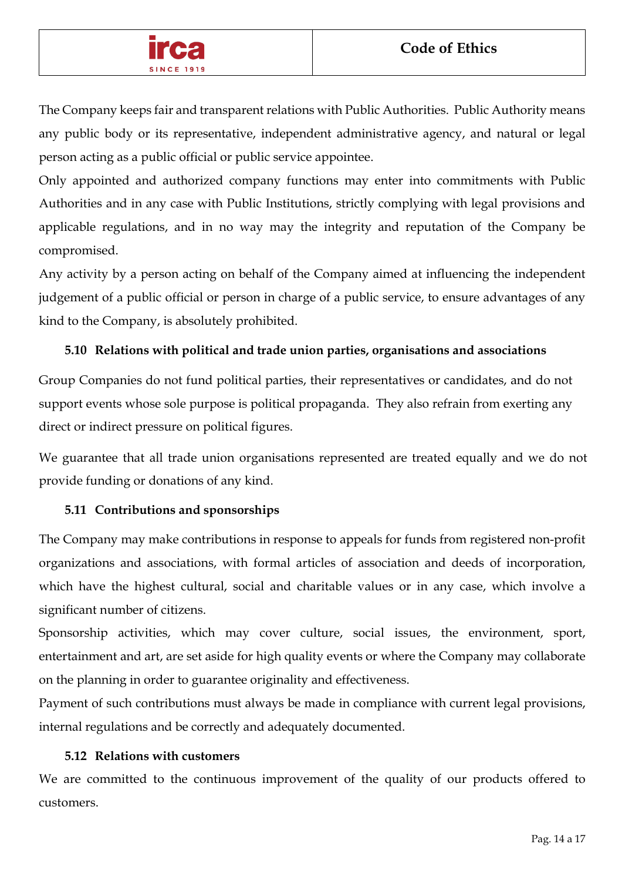The Company keeps fair and transparent relations with Public Authorities. Public Authority means any public body or its representative, independent administrative agency, and natural or legal person acting as a public official or public service appointee.

Only appointed and authorized company functions may enter into commitments with Public Authorities and in any case with Public Institutions, strictly complying with legal provisions and applicable regulations, and in no way may the integrity and reputation of the Company be compromised.

Any activity by a person acting on behalf of the Company aimed at influencing the independent judgement of a public official or person in charge of a public service, to ensure advantages of any kind to the Company, is absolutely prohibited.

### 5.10 Relations with political and trade union parties, organisations and associations

Group Companies do not fund political parties, their representatives or candidates, and do not support events whose sole purpose is political propaganda. They also refrain from exerting any direct or indirect pressure on political figures.

We guarantee that all trade union organisations represented are treated equally and we do not provide funding or donations of any kind.

### 5.11 Contributions and sponsorships

The Company may make contributions in response to appeals for funds from registered non-profit organizations and associations, with formal articles of association and deeds of incorporation, which have the highest cultural, social and charitable values or in any case, which involve a significant number of citizens.

Sponsorship activities, which may cover culture, social issues, the environment, sport, entertainment and art, are set aside for high quality events or where the Company may collaborate on the planning in order to guarantee originality and effectiveness.

Payment of such contributions must always be made in compliance with current legal provisions, internal regulations and be correctly and adequately documented.

### 5.12 Relations with customers

We are committed to the continuous improvement of the quality of our products offered to customers.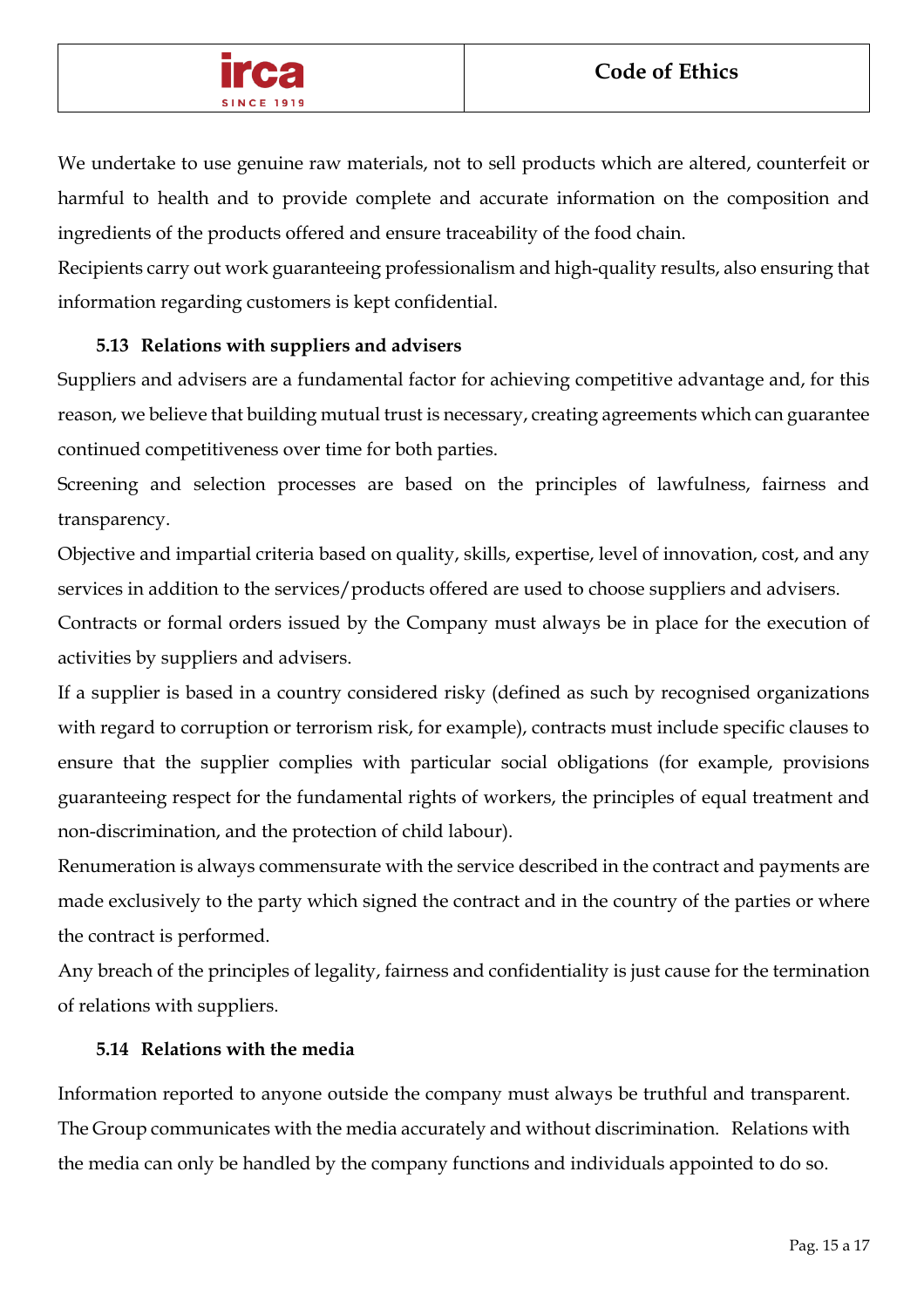We undertake to use genuine raw materials, not to sell products which are altered, counterfeit or harmful to health and to provide complete and accurate information on the composition and ingredients of the products offered and ensure traceability of the food chain.

Recipients carry out work guaranteeing professionalism and high-quality results, also ensuring that information regarding customers is kept confidential.

### 5.13 Relations with suppliers and advisers

Suppliers and advisers are a fundamental factor for achieving competitive advantage and, for this reason, we believe that building mutual trust is necessary, creating agreements which can guarantee continued competitiveness over time for both parties.

Screening and selection processes are based on the principles of lawfulness, fairness and transparency.

Objective and impartial criteria based on quality, skills, expertise, level of innovation, cost, and any services in addition to the services/products offered are used to choose suppliers and advisers.

Contracts or formal orders issued by the Company must always be in place for the execution of activities by suppliers and advisers.

If a supplier is based in a country considered risky (defined as such by recognised organizations with regard to corruption or terrorism risk, for example), contracts must include specific clauses to ensure that the supplier complies with particular social obligations (for example, provisions guaranteeing respect for the fundamental rights of workers, the principles of equal treatment and non-discrimination, and the protection of child labour).

Renumeration is always commensurate with the service described in the contract and payments are made exclusively to the party which signed the contract and in the country of the parties or where the contract is performed.

Any breach of the principles of legality, fairness and confidentiality is just cause for the termination of relations with suppliers.

### 5.14 Relations with the media

Information reported to anyone outside the company must always be truthful and transparent. The Group communicates with the media accurately and without discrimination. Relations with the media can only be handled by the company functions and individuals appointed to do so.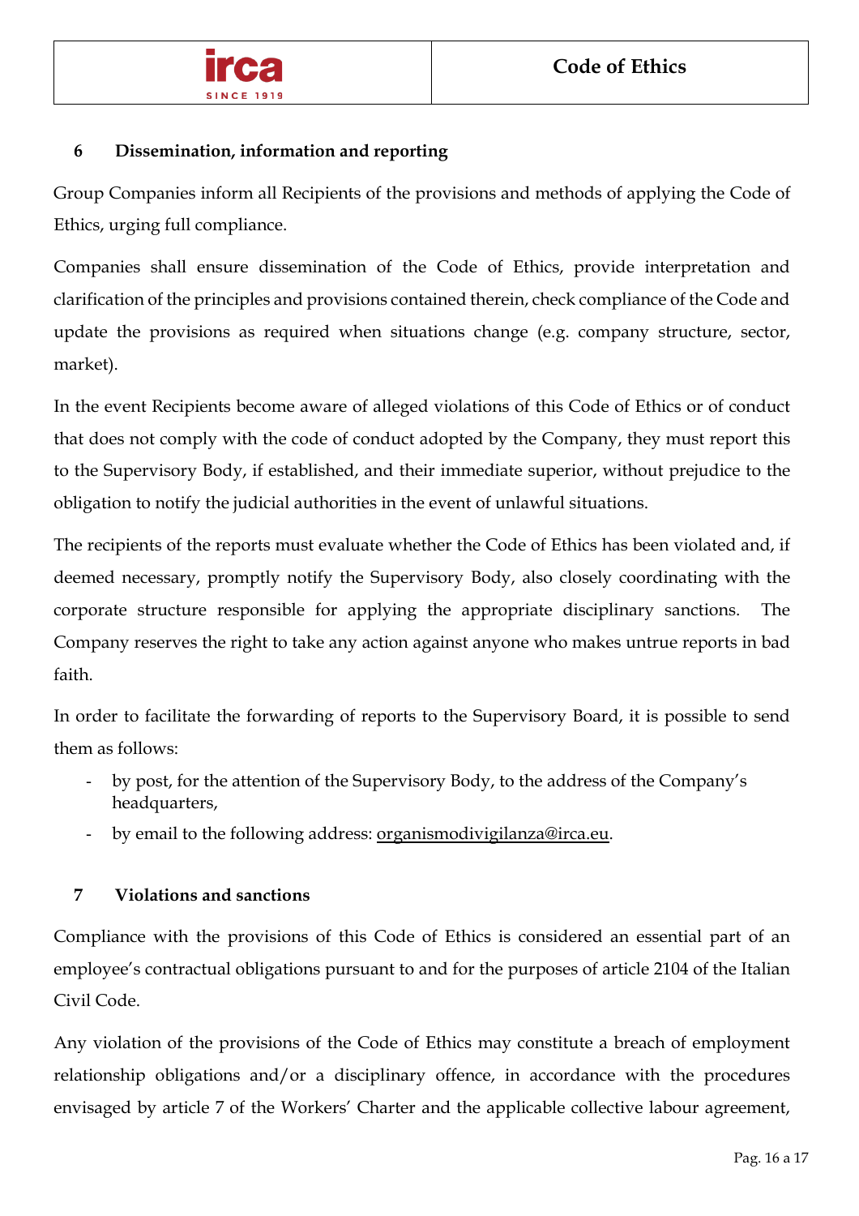## 6 Dissemination, information and reporting

Group Companies inform all Recipients of the provisions and methods of applying the Code of Ethics, urging full compliance.

Companies shall ensure dissemination of the Code of Ethics, provide interpretation and clarification of the principles and provisions contained therein, check compliance of the Code and update the provisions as required when situations change (e.g. company structure, sector, market).

In the event Recipients become aware of alleged violations of this Code of Ethics or of conduct that does not comply with the code of conduct adopted by the Company, they must report this to the Supervisory Body, if established, and their immediate superior, without prejudice to the obligation to notify the judicial authorities in the event of unlawful situations.

The recipients of the reports must evaluate whether the Code of Ethics has been violated and, if deemed necessary, promptly notify the Supervisory Body, also closely coordinating with the corporate structure responsible for applying the appropriate disciplinary sanctions. The Company reserves the right to take any action against anyone who makes untrue reports in bad faith.

In order to facilitate the forwarding of reports to the Supervisory Board, it is possible to send them as follows:

- by post, for the attention of the Supervisory Body, to the address of the Company's headquarters,
- by email to the following address: organismodivigilanza@irca.eu.

## 7 Violations and sanctions

Compliance with the provisions of this Code of Ethics is considered an essential part of an employee's contractual obligations pursuant to and for the purposes of article 2104 of the Italian Civil Code.

Any violation of the provisions of the Code of Ethics may constitute a breach of employment relationship obligations and/or a disciplinary offence, in accordance with the procedures envisaged by article 7 of the Workers' Charter and the applicable collective labour agreement,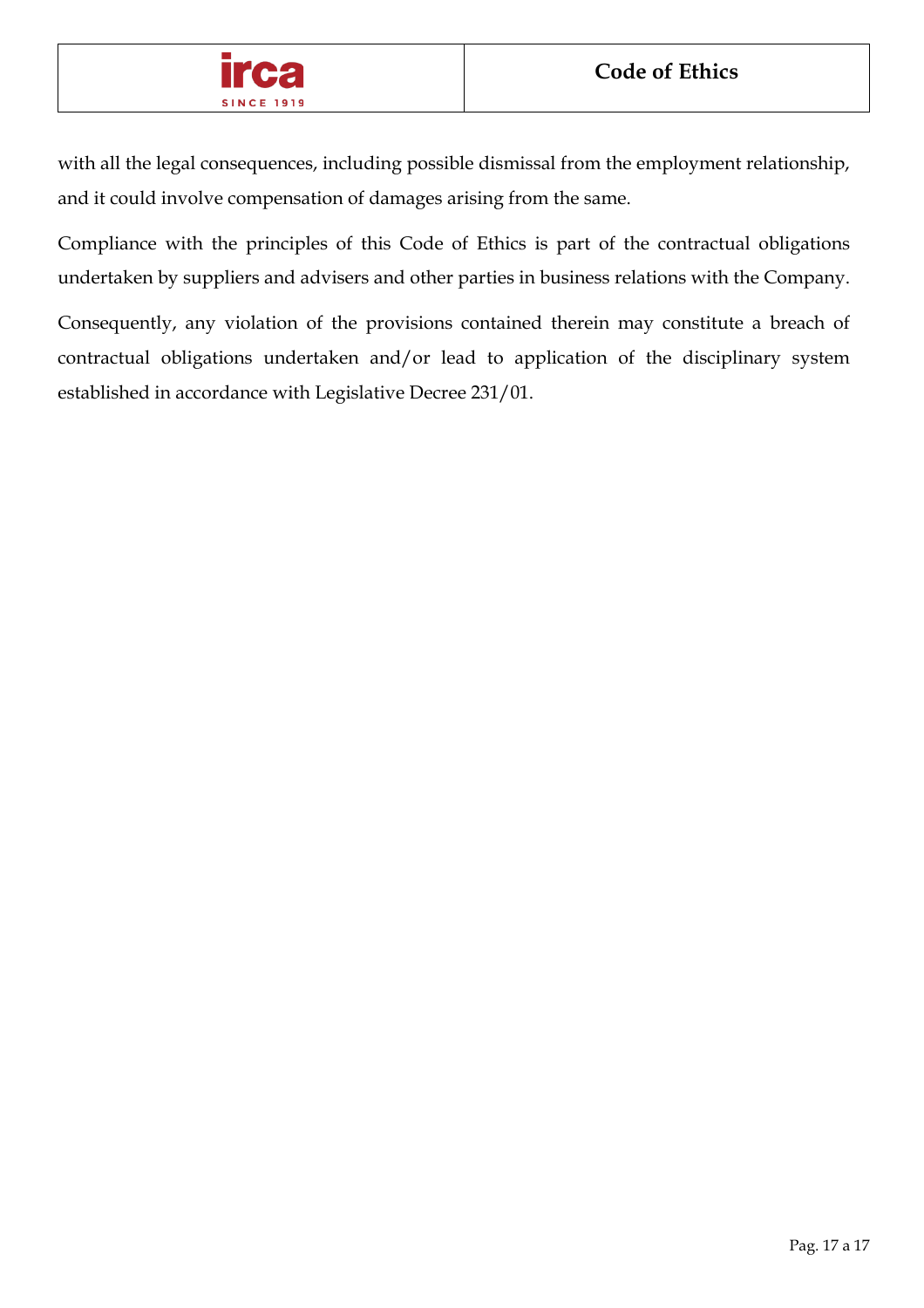with all the legal consequences, including possible dismissal from the employment relationship, and it could involve compensation of damages arising from the same.

Compliance with the principles of this Code of Ethics is part of the contractual obligations undertaken by suppliers and advisers and other parties in business relations with the Company.

Consequently, any violation of the provisions contained therein may constitute a breach of contractual obligations undertaken and/or lead to application of the disciplinary system established in accordance with Legislative Decree 231/01.